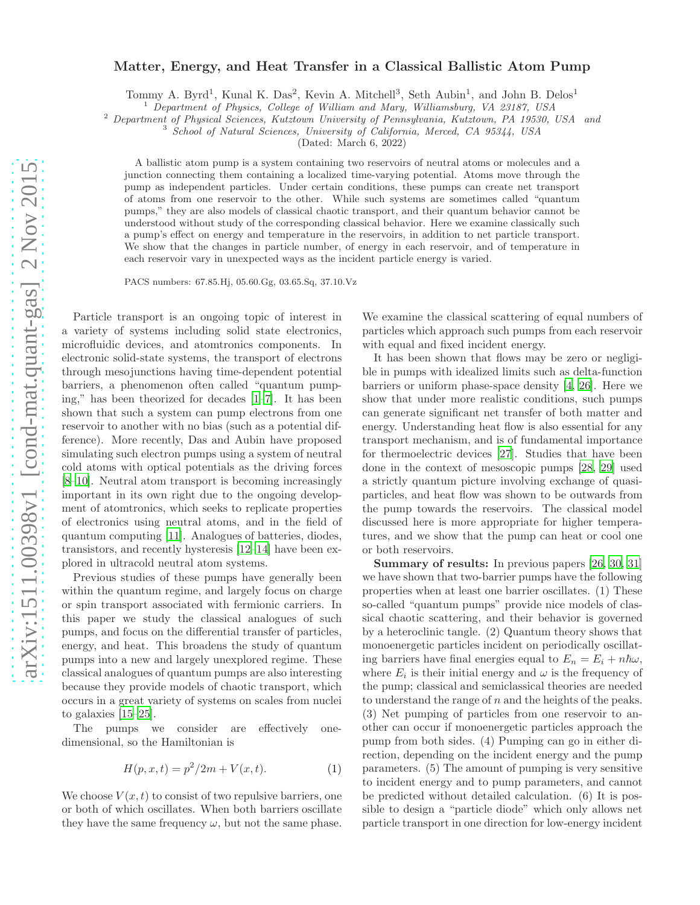# Matter, Energy, and Heat Transfer in a Classical Ballistic Atom Pump

Tommy A. Byrd[1], Kunal K. Das[2], Kevin A. Mitchell[3], Seth Aubin[1], and John B. Delos[1]

[1] Department of Physics, College of William and Mary, Williamsburg, VA 23187, USA

[2] Department of Physical Sciences, Kutztown University of Pennsylvania, Kutztown, PA 19530, USA and

[3] School of Natural Sciences, University of California, Merced, CA 95344, USA

(Dated: March 6, 2022)

A ballistic atom pump is a system containing two reservoirs of neutral atoms or molecules and a junction connecting them containing a localized time-varying potential. Atoms move through the pump as independent particles. Under certain conditions, these pumps can create net transport of atoms from one reservoir to the other. While such systems are sometimes called "quantum pumps," they are also models of classical chaotic transport, and their quantum behavior cannot be understood without study of the corresponding classical behavior. Here we examine classically such a pump's effect on energy and temperature in the reservoirs, in addition to net particle transport. We show that the changes in particle number, of energy in each reservoir, and of temperature in each reservoir vary in unexpected ways as the incident particle energy is varied.

PACS numbers: 67.85.Hj, 05.60.Gg, 03.65.Sq, 37.10.Vz

Particle transport is an ongoing topic of interest in a variety of systems including solid state electronics, microfluidic devices, and atomtronics components. In electronic solid-state systems, the transport of electrons through mesojunctions having time-dependent potential barriers, a phenomenon often called "quantum pumping," has been theorized for decades [1–7]. It has been shown that such a system can pump electrons from one reservoir to another with no bias (such as a potential difference). More recently, Das and Aubin have proposed simulating such electron pumps using a system of neutral cold atoms with optical potentials as the driving forces [8–10]. Neutral atom transport is becoming increasingly important in its own right due to the ongoing development of atomtronics, which seeks to replicate properties of electronics using neutral atoms, and in the field of quantum computing [11]. Analogues of batteries, diodes, transistors, and recently hysteresis [12–14] have been explored in ultracold neutral atom systems.

Previous studies of these pumps have generally been within the quantum regime, and largely focus on charge or spin transport associated with fermionic carriers. In this paper we study the classical analogues of such pumps, and focus on the differential transfer of particles, energy, and heat. This broadens the study of quantum pumps into a new and largely unexplored regime. These classical analogues of quantum pumps are also interesting because they provide models of chaotic transport, which occurs in a great variety of systems on scales from nuclei to galaxies [15–25].

The pumps we consider are effectively one-dimensional, so the Hamiltonian is

$$H(p, x, t) = p^2/2m + V(x, t). \tag{1}$$

We choose $V(x, t)$ to consist of two repulsive barriers, one or both of which oscillates. When both barriers oscillate they have the same frequency $\omega$, but not the same phase. We examine the classical scattering of equal numbers of particles which approach such pumps from each reservoir with equal and fixed incident energy.

It has been shown that flows may be zero or negligible in pumps with idealized limits such as delta-function barriers or uniform phase-space density [4, 26]. Here we show that under more realistic conditions, such pumps can generate significant net transfer of both matter and energy. Understanding heat flow is also essential for any transport mechanism, and is of fundamental importance for thermoelectric devices [27]. Studies that have been done in the context of mesoscopic pumps [28, 29] used a strictly quantum picture involving exchange of quasiparticles, and heat flow was shown to be outwards from the pump towards the reservoirs. The classical model discussed here is more appropriate for higher temperatures, and we show that the pump can heat or cool one or both reservoirs.

**Summary of results:** In previous papers [26, 30, 31] we have shown that two-barrier pumps have the following properties when at least one barrier oscillates. (1) These so-called "quantum pumps" provide nice models of classical chaotic scattering, and their behavior is governed by a heteroclinic tangle. (2) Quantum theory shows that monoenergetic particles incident on periodically oscillating barriers have final energies equal to $E_n = E_i + n\hbar\omega$, where $E_i$ is their initial energy and $\omega$ is the frequency of the pump; classical and semiclassical theories are needed to understand the range of $n$ and the heights of the peaks. (3) Net pumping of particles from one reservoir to another can occur if monoenergetic particles approach the pump from both sides. (4) Pumping can go in either direction, depending on the incident energy and the pump parameters. (5) The amount of pumping is very sensitive to incident energy and to pump parameters, and cannot be predicted without detailed calculation. (6) It is possible to design a "particle diode" which only allows net particle transport in one direction for low-energy incident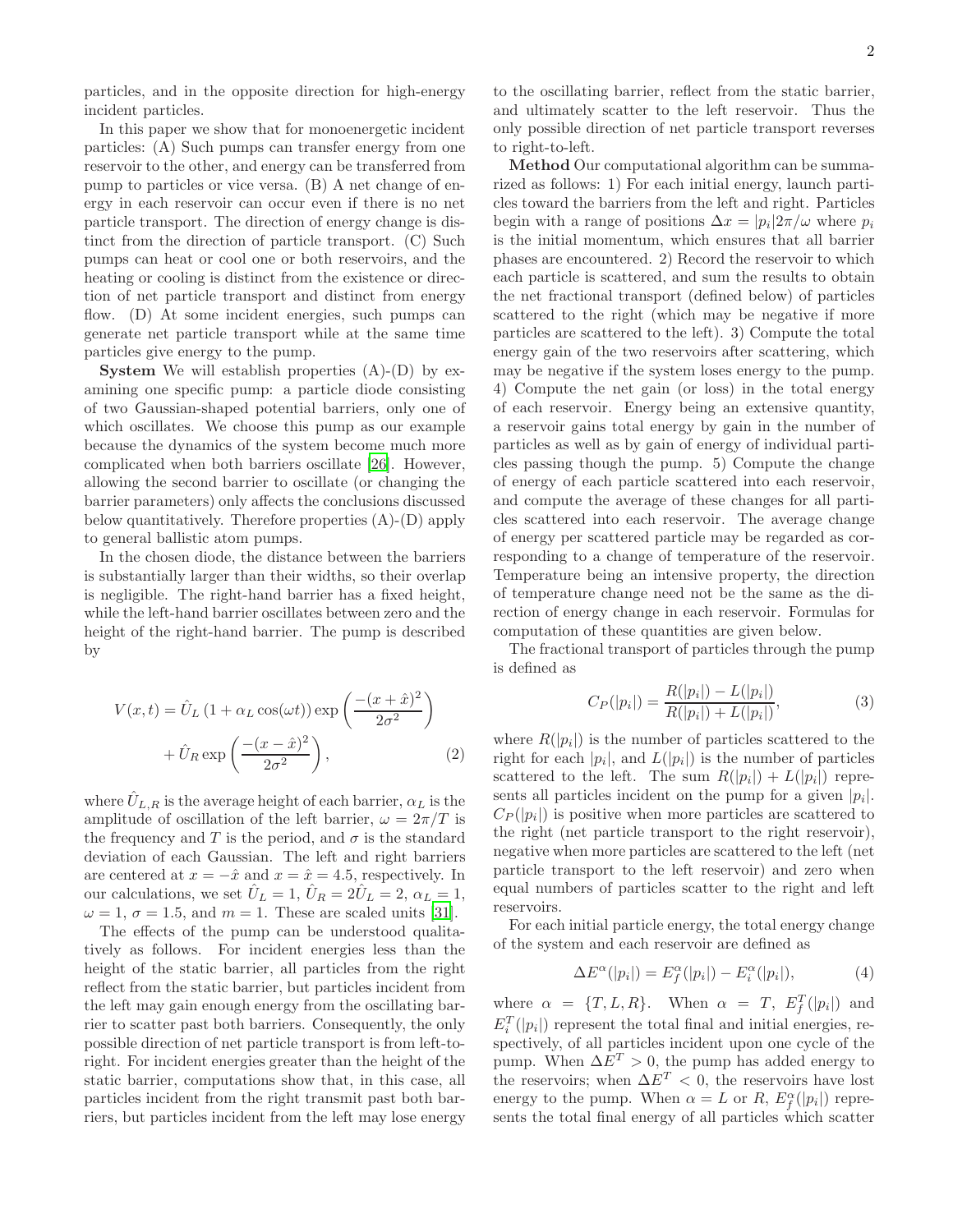particles, and in the opposite direction for high-energy incident particles.

In this paper we show that for monoenergetic incident particles: (A) Such pumps can transfer energy from one reservoir to the other, and energy can be transferred from pump to particles or vice versa. (B) A net change of energy in each reservoir can occur even if there is no net particle transport. The direction of energy change is distinct from the direction of particle transport. (C) Such pumps can heat or cool one or both reservoirs, and the heating or cooling is distinct from the existence or direction of net particle transport and distinct from energy flow. (D) At some incident energies, such pumps can generate net particle transport while at the same time particles give energy to the pump.

**System** We will establish properties (A)-(D) by examining one specific pump: a particle diode consisting of two Gaussian-shaped potential barriers, only one of which oscillates. We choose this pump as our example because the dynamics of the system become much more complicated when both barriers oscillate [26]. However, allowing the second barrier to oscillate (or changing the barrier parameters) only affects the conclusions discussed below quantitatively. Therefore properties (A)-(D) apply to general ballistic atom pumps.

In the chosen diode, the distance between the barriers is substantially larger than their widths, so their overlap is negligible. The right-hand barrier has a fixed height, while the left-hand barrier oscillates between zero and the height of the right-hand barrier. The pump is described by

$$
\begin{aligned}
V(x,t) = \hat{U}_L \left(1 + \alpha_L \cos(\omega t)\right) \exp\left(\frac{-(x+\hat{x})^2}{2\sigma^2}\right) \\
+ \hat{U}_R \exp\left(\frac{-(x-\hat{x})^2}{2\sigma^2}\right), \qquad (2)
\end{aligned}
$$

where $\hat{U}_{L,R}$ is the average height of each barrier, $\alpha_L$ is the amplitude of oscillation of the left barrier, $\omega = 2\pi/T$ is the frequency and $T$ is the period, and $\sigma$ is the standard deviation of each Gaussian. The left and right barriers are centered at $x = -\hat{x}$ and $x = \hat{x} = 4.5$, respectively. In our calculations, we set $\hat{U}_L = 1$, $\hat{U}_R = 2\hat{U}_L = 2$, $\alpha_L = 1$, $\omega = 1$, $\sigma = 1.5$, and $m = 1$. These are scaled units [31].

The effects of the pump can be understood qualitatively as follows. For incident energies less than the height of the static barrier, all particles from the right reflect from the static barrier, but particles incident from the left may gain enough energy from the oscillating barrier to scatter past both barriers. Consequently, the only possible direction of net particle transport is from left-to-right. For incident energies greater than the height of the static barrier, computations show that, in this case, all particles incident from the right transmit past both barriers, but particles incident from the left may lose energy to the oscillating barrier, reflect from the static barrier, and ultimately scatter to the left reservoir. Thus the only possible direction of net particle transport reverses to right-to-left.

**Method** Our computational algorithm can be summarized as follows: 1) For each initial energy, launch particles toward the barriers from the left and right. Particles begin with a range of positions $\Delta x = |p_i| 2\pi/\omega$ where $p_i$ is the initial momentum, which ensures that all barrier phases are encountered. 2) Record the reservoir to which each particle is scattered, and sum the results to obtain the net fractional transport (defined below) of particles scattered to the right (which may be negative if more particles are scattered to the left). 3) Compute the total energy gain of the two reservoirs after scattering, which may be negative if the system loses energy to the pump. 4) Compute the net gain (or loss) in the total energy of each reservoir. Energy being an extensive quantity, a reservoir gains total energy by gain in the number of particles as well as by gain of energy of individual particles passing though the pump. 5) Compute the change of energy of each particle scattered into each reservoir, and compute the average of these changes for all particles scattered into each reservoir. The average change of energy per scattered particle may be regarded as corresponding to a change of temperature of the reservoir. Temperature being an intensive property, the direction of temperature change need not be the same as the direction of energy change in each reservoir. Formulas for computation of these quantities are given below.

The fractional transport of particles through the pump is defined as

$$
C_P(|p_i|) = \frac{R(|p_i|) - L(|p_i|)}{R(|p_i|) + L(|p_i|)}, \qquad (3)
$$

where $R(|p_i|)$ is the number of particles scattered to the right for each $|p_i|$, and $L(|p_i|)$ is the number of particles scattered to the left. The sum $R(|p_i|) + L(|p_i|)$ represents all particles incident on the pump for a given $|p_i|$. $C_P(|p_i|)$ is positive when more particles are scattered to the right (net particle transport to the right reservoir), negative when more particles are scattered to the left (net particle transport to the left reservoir) and zero when equal numbers of particles scatter to the right and left reservoirs.

For each initial particle energy, the total energy change of the system and each reservoir are defined as

$$
\Delta E^\alpha(|p_i|) = E_f^\alpha(|p_i|) - E_i^\alpha(|p_i|), \qquad (4)
$$

where $\alpha = \{T, L, R\}$. When $\alpha = T$, $E_f^T(|p_i|)$ and $E_i^T(|p_i|)$ represent the total final and initial energies, respectively, of all particles incident upon one cycle of the pump. When $\Delta E^T > 0$, the pump has added energy to the reservoirs; when $\Delta E^T < 0$, the reservoirs have lost energy to the pump. When $\alpha = L$ or $R$, $E_f^\alpha(|p_i|)$ represents the total final energy of all particles which scatter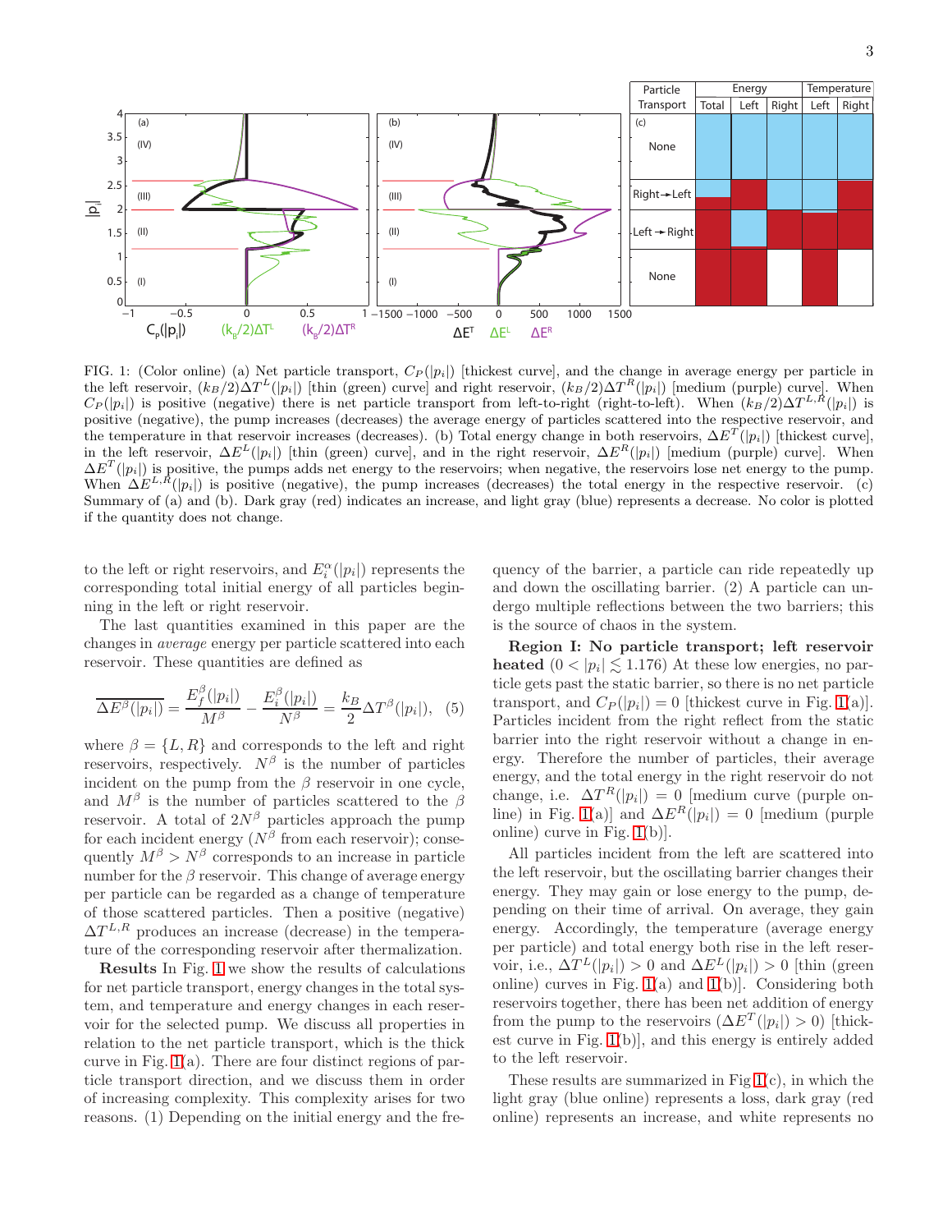FIG. 1: (Color online) (a) Net particle transport, $C_P(|p_i|)$ [thickest curve], and the change in average energy per particle in the left reservoir, $(k_B/2)\Delta T^L(|p_i|)$ [thin (green) curve] and right reservoir, $(k_B/2)\Delta T^R(|p_i|)$ [medium (purple) curve]. When $C_P(|p_i|)$ is positive (negative) there is net particle transport from left-to-right (right-to-left). When $(k_B/2)\Delta T^{L,R}(|p_i|)$ is positive (negative), the pump increases (decreases) the average energy of particles scattered into the respective reservoir, and the temperature in that reservoir increases (decreases). (b) Total energy change in both reservoirs, $\Delta E^T(|p_i|)$ [thickest curve], in the left reservoir, $\Delta E^L(|p_i|)$ [thin (green) curve], and in the right reservoir, $\Delta E^R(|p_i|)$ [medium (purple) curve]. When $\Delta E^T(|p_i|)$ is positive, the pumps adds net energy to the reservoirs; when negative, the reservoirs lose net energy to the pump. When $\Delta E^{L,R}(|p_i|)$ is positive (negative), the pump increases (decreases) the total energy in the respective reservoir. (c) Summary of (a) and (b). Dark gray (red) indicates an increase, and light gray (blue) represents a decrease. No color is plotted if the quantity does not change.

to the left or right reservoirs, and $E_i^\alpha(|p_i|)$ represents the corresponding total initial energy of all particles beginning in the left or right reservoir.

The last quantities examined in this paper are the changes in *average* energy per particle scattered into each reservoir. These quantities are defined as

$$\overline{\Delta E^\beta(|p_i|)} = \frac{E_f^\beta(|p_i|)}{M^\beta} - \frac{E_i^\beta(|p_i|)}{N^\beta} = \frac{k_B}{2}\Delta T^\beta(|p_i|), \quad (5)$$

where $\beta = \{L, R\}$ and corresponds to the left and right reservoirs, respectively. $N^\beta$ is the number of particles incident on the pump from the $\beta$ reservoir in one cycle, and $M^\beta$ is the number of particles scattered to the $\beta$ reservoir. A total of $2N^\beta$ particles approach the pump for each incident energy ($N^\beta$ from each reservoir); consequently $M^\beta > N^\beta$ corresponds to an increase in particle number for the $\beta$ reservoir. This change of average energy per particle can be regarded as a change of temperature of those scattered particles. Then a positive (negative) $\Delta T^{L,R}$ produces an increase (decrease) in the temperature of the corresponding reservoir after thermalization.

**Results** In Fig. 1 we show the results of calculations for net particle transport, energy changes in the total system, and temperature and energy changes in each reservoir for the selected pump. We discuss all properties in relation to the net particle transport, which is the thick curve in Fig. 1(a). There are four distinct regions of particle transport direction, and we discuss them in order of increasing complexity. This complexity arises for two reasons. (1) Depending on the initial energy and the frequency of the barrier, a particle can ride repeatedly up and down the oscillating barrier. (2) A particle can undergo multiple reflections between the two barriers; this is the source of chaos in the system.

**Region I: No particle transport; left reservoir heated** ($0 < |p_i| \lesssim 1.176$) At these low energies, no particle gets past the static barrier, so there is no net particle transport, and $C_P(|p_i|) = 0$ [thickest curve in Fig. 1(a)]. Particles incident from the right reflect from the static barrier into the right reservoir without a change in energy. Therefore the number of particles, their average energy, and the total energy in the right reservoir do not change, i.e. $\Delta T^R(|p_i|) = 0$ [medium curve (purple online) in Fig. 1(a)] and $\Delta E^R(|p_i|) = 0$ [medium (purple online) curve in Fig. 1(b)].

All particles incident from the left are scattered into the left reservoir, but the oscillating barrier changes their energy. They may gain or lose energy to the pump, depending on their time of arrival. On average, they gain energy. Accordingly, the temperature (average energy per particle) and total energy both rise in the left reservoir, i.e., $\Delta T^L(|p_i|) > 0$ and $\Delta E^L(|p_i|) > 0$ [thin (green online) curves in Fig. 1(a) and 1(b)]. Considering both reservoirs together, there has been net addition of energy from the pump to the reservoirs ($\Delta E^T(|p_i|) > 0$) [thickest curve in Fig. 1(b)], and this energy is entirely added to the left reservoir.

These results are summarized in Fig 1(c), in which the light gray (blue online) represents a loss, dark gray (red online) represents an increase, and white represents no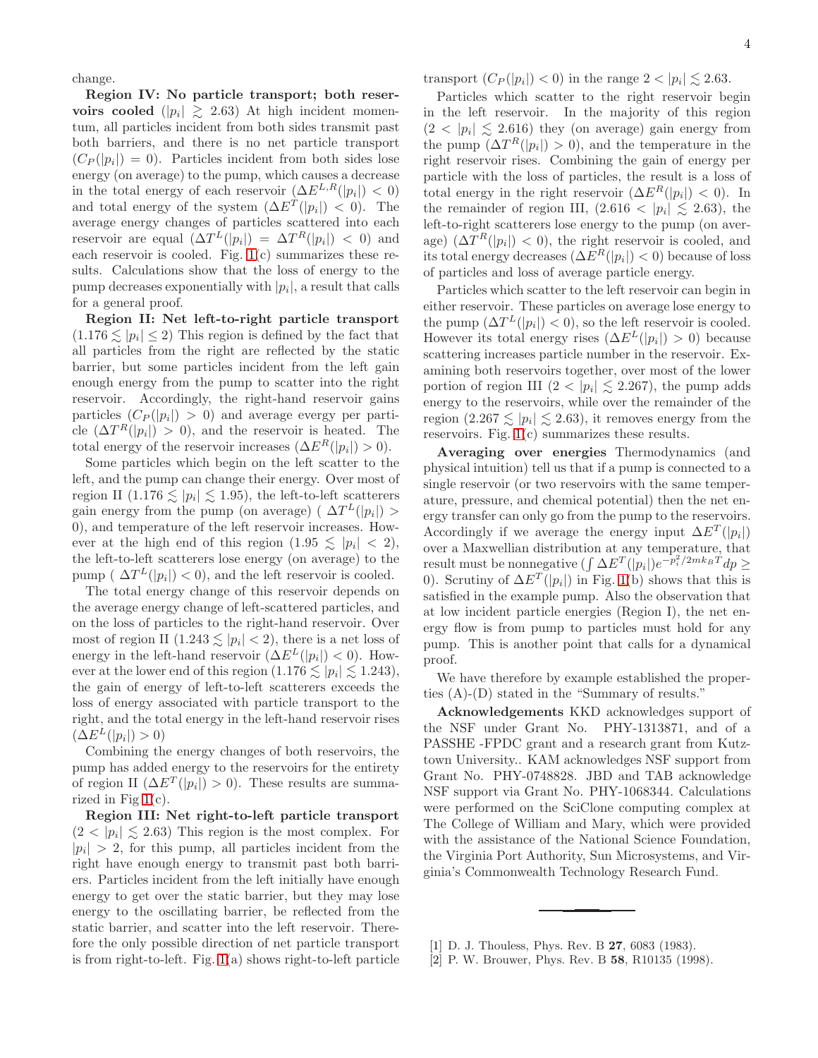change.

**Region IV: No particle transport; both reservoirs cooled** ($|p_i| \gtrsim 2.63$) At high incident momentum, all particles incident from both sides transmit past both barriers, and there is no net particle transport ($C_P(|p_i|) = 0$). Particles incident from both sides lose energy (on average) to the pump, which causes a decrease in the total energy of each reservoir ($\Delta E^{L,R}(|p_i|) < 0$) and total energy of the system ($\Delta E^T(|p_i|) < 0$). The average energy changes of particles scattered into each reservoir are equal ($\Delta T^L(|p_i|) = \Delta T^R(|p_i|) < 0$) and each reservoir is cooled. Fig. 1(c) summarizes these results. Calculations show that the loss of energy to the pump decreases exponentially with $|p_i|$, a result that calls for a general proof.

**Region II: Net left-to-right particle transport** ($1.176 \lesssim |p_i| \leq 2$) This region is defined by the fact that all particles from the right are reflected by the static barrier, but some particles incident from the left gain enough energy from the pump to scatter into the right reservoir. Accordingly, the right-hand reservoir gains particles ($C_P(|p_i|) > 0$) and average evergy per particle ($\Delta T^R(|p_i|) > 0$), and the reservoir is heated. The total energy of the reservoir increases ($\Delta E^R(|p_i|) > 0$).

Some particles which begin on the left scatter to the left, and the pump can change their energy. Over most of region II ($1.176 \lesssim |p_i| \lesssim 1.95$), the left-to-left scatterers gain energy from the pump (on average) ( $\Delta T^L(|p_i|) > 0$), and temperature of the left reservoir increases. However at the high end of this region ($1.95 \lesssim |p_i| < 2$), the left-to-left scatterers lose energy (on average) to the pump ( $\Delta T^L(|p_i|) < 0$), and the left reservoir is cooled.

The total energy change of this reservoir depends on the average energy change of left-scattered particles, and on the loss of particles to the right-hand reservoir. Over most of region II ($1.243 \lesssim |p_i| < 2$), there is a net loss of energy in the left-hand reservoir ($\Delta E^L(|p_i|) < 0$). However at the lower end of this region ($1.176 \lesssim |p_i| \lesssim 1.243$), the gain of energy of left-to-left scatterers exceeds the loss of energy associated with particle transport to the right, and the total energy in the left-hand reservoir rises ($\Delta E^L(|p_i|) > 0$)

Combining the energy changes of both reservoirs, the pump has added energy to the reservoirs for the entirety of region II ($\Delta E^T(|p_i|) > 0$). These results are summarized in Fig 1(c).

**Region III: Net right-to-left particle transport** ($2 < |p_i| \lesssim 2.63$) This region is the most complex. For $|p_i| > 2$, for this pump, all particles incident from the right have enough energy to transmit past both barriers. Particles incident from the left initially have enough energy to get over the static barrier, but they may lose energy to the oscillating barrier, be reflected from the static barrier, and scatter into the left reservoir. Therefore the only possible direction of net particle transport is from right-to-left. Fig. 1(a) shows right-to-left particle transport ($C_P(|p_i|) < 0$) in the range $2 < |p_i| \lesssim 2.63$.

Particles which scatter to the right reservoir begin in the left reservoir. In the majority of this region ($2 < |p_i| \lesssim 2.616$) they (on average) gain energy from the pump ($\Delta T^R(|p_i|) > 0$), and the temperature in the right reservoir rises. Combining the gain of energy per particle with the loss of particles, the result is a loss of total energy in the right reservoir ($\Delta E^R(|p_i|) < 0$). In the remainder of region III, ($2.616 < |p_i| \lesssim 2.63$), the left-to-right scatterers lose energy to the pump (on average) ($\Delta T^R(|p_i|) < 0$), the right reservoir is cooled, and its total energy decreases ($\Delta E^R(|p_i|) < 0$) because of loss of particles and loss of average particle energy.

Particles which scatter to the left reservoir can begin in either reservoir. These particles on average lose energy to the pump ($\Delta T^L(|p_i|) < 0$), so the left reservoir is cooled. However its total energy rises ($\Delta E^L(|p_i|) > 0$) because scattering increases particle number in the reservoir. Examining both reservoirs together, over most of the lower portion of region III ($2 < |p_i| \lesssim 2.267$), the pump adds energy to the reservoirs, while over the remainder of the region ($2.267 \lesssim |p_i| \lesssim 2.63$), it removes energy from the reservoirs. Fig. 1(c) summarizes these results.

**Averaging over energies** Thermodynamics (and physical intuition) tell us that if a pump is connected to a single reservoir (or two reservoirs with the same temperature, pressure, and chemical potential) then the net energy transfer can only go from the pump to the reservoirs. Accordingly if we average the energy input $\Delta E^T(|p_i|)$ over a Maxwellian distribution at any temperature, that result must be nonnegative ($\int \Delta E^T(|p_i|) e^{-p_i^2/2mk_BT} dp \geq 0$). Scrutiny of $\Delta E^T(|p_i|)$ in Fig. 1(b) shows that this is satisfied in the example pump. Also the observation that at low incident particle energies (Region I), the net energy flow is from pump to particles must hold for any pump. This is another point that calls for a dynamical proof.

We have therefore by example established the properties (A)-(D) stated in the "Summary of results."

**Acknowledgements** KKD acknowledges support of the NSF under Grant No. PHY-1313871, and of a PASSHE -FPDC grant and a research grant from Kutztown University.. KAM acknowledges NSF support from Grant No. PHY-0748828. JBD and TAB acknowledge NSF support via Grant No. PHY-1068344. Calculations were performed on the SciClone computing complex at The College of William and Mary, which were provided with the assistance of the National Science Foundation, the Virginia Port Authority, Sun Microsystems, and Virginia's Commonwealth Technology Research Fund.

---

[1] D. J. Thouless, Phys. Rev. B **27**, 6083 (1983).

[2] P. W. Brouwer, Phys. Rev. B **58**, R10135 (1998).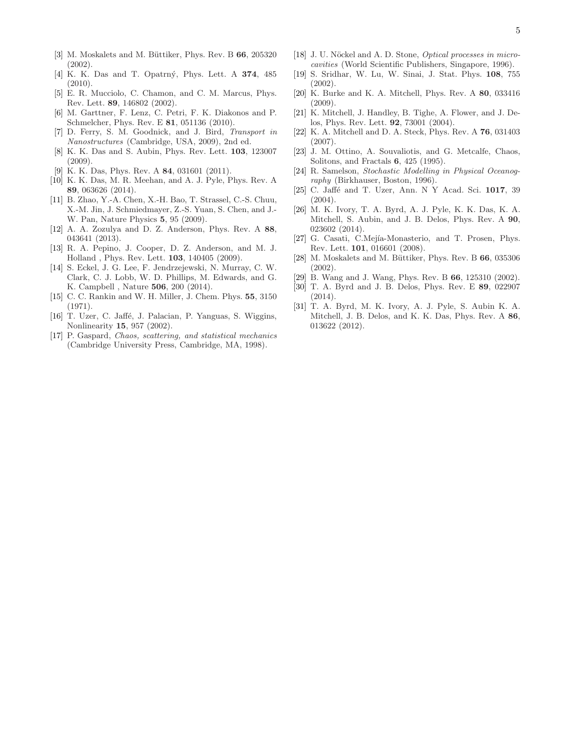[3] M. Moskalets and M. Büttiker, Phys. Rev. B **66**, 205320 (2002).

[4] K. K. Das and T. Opatrný, Phys. Lett. A **374**, 485 (2010).

[5] E. R. Mucciolo, C. Chamon, and C. M. Marcus, Phys. Rev. Lett. **89**, 146802 (2002).

[6] M. Garttner, F. Lenz, C. Petri, F. K. Diakonos and P. Schmelcher, Phys. Rev. E **81**, 051136 (2010).

[7] D. Ferry, S. M. Goodnick, and J. Bird, *Transport in Nanostructures* (Cambridge, USA, 2009), 2nd ed.

[8] K. K. Das and S. Aubin, Phys. Rev. Lett. **103**, 123007 (2009).

[9] K. K. Das, Phys. Rev. A **84**, 031601 (2011).

[10] K. K. Das, M. R. Meehan, and A. J. Pyle, Phys. Rev. A **89**, 063626 (2014).

[11] B. Zhao, Y.-A. Chen, X.-H. Bao, T. Strassel, C.-S. Chuu, X.-M. Jin, J. Schmiedmayer, Z.-S. Yuan, S. Chen, and J.-W. Pan, Nature Physics **5**, 95 (2009).

[12] A. A. Zozulya and D. Z. Anderson, Phys. Rev. A **88**, 043641 (2013).

[13] R. A. Pepino, J. Cooper, D. Z. Anderson, and M. J. Holland , Phys. Rev. Lett. **103**, 140405 (2009).

[14] S. Eckel, J. G. Lee, F. Jendrzejewski, N. Murray, C. W. Clark, C. J. Lobb, W. D. Phillips, M. Edwards, and G. K. Campbell , Nature **506**, 200 (2014).

[15] C. C. Rankin and W. H. Miller, J. Chem. Phys. **55**, 3150 (1971).

[16] T. Uzer, C. Jaffé, J. Palacian, P. Yanguas, S. Wiggins, Nonlinearity **15**, 957 (2002).

[17] P. Gaspard, *Chaos, scattering, and statistical mechanics* (Cambridge University Press, Cambridge, MA, 1998).

[18] J. U. Nöckel and A. D. Stone, *Optical processes in microcavities* (World Scientific Publishers, Singapore, 1996).

[19] S. Sridhar, W. Lu, W. Sinai, J. Stat. Phys. **108**, 755 (2002).

[20] K. Burke and K. A. Mitchell, Phys. Rev. A **80**, 033416 (2009).

[21] K. Mitchell, J. Handley, B. Tighe, A. Flower, and J. Delos, Phys. Rev. Lett. **92**, 73001 (2004).

[22] K. A. Mitchell and D. A. Steck, Phys. Rev. A **76**, 031403 (2007).

[23] J. M. Ottino, A. Souvaliotis, and G. Metcalfe, Chaos, Solitons, and Fractals **6**, 425 (1995).

[24] R. Samelson, *Stochastic Modelling in Physical Oceanography* (Birkhauser, Boston, 1996).

[25] C. Jaffé and T. Uzer, Ann. N Y Acad. Sci. **1017**, 39 (2004).

[26] M. K. Ivory, T. A. Byrd, A. J. Pyle, K. K. Das, K. A. Mitchell, S. Aubin, and J. B. Delos, Phys. Rev. A **90**, 023602 (2014).

[27] G. Casati, C.Mejía-Monasterio, and T. Prosen, Phys. Rev. Lett. **101**, 016601 (2008).

[28] M. Moskalets and M. Büttiker, Phys. Rev. B **66**, 035306 (2002).

[29] B. Wang and J. Wang, Phys. Rev. B **66**, 125310 (2002).

[30] T. A. Byrd and J. B. Delos, Phys. Rev. E **89**, 022907 (2014).

[31] T. A. Byrd, M. K. Ivory, A. J. Pyle, S. Aubin K. A. Mitchell, J. B. Delos, and K. K. Das, Phys. Rev. A **86**, 013622 (2012).